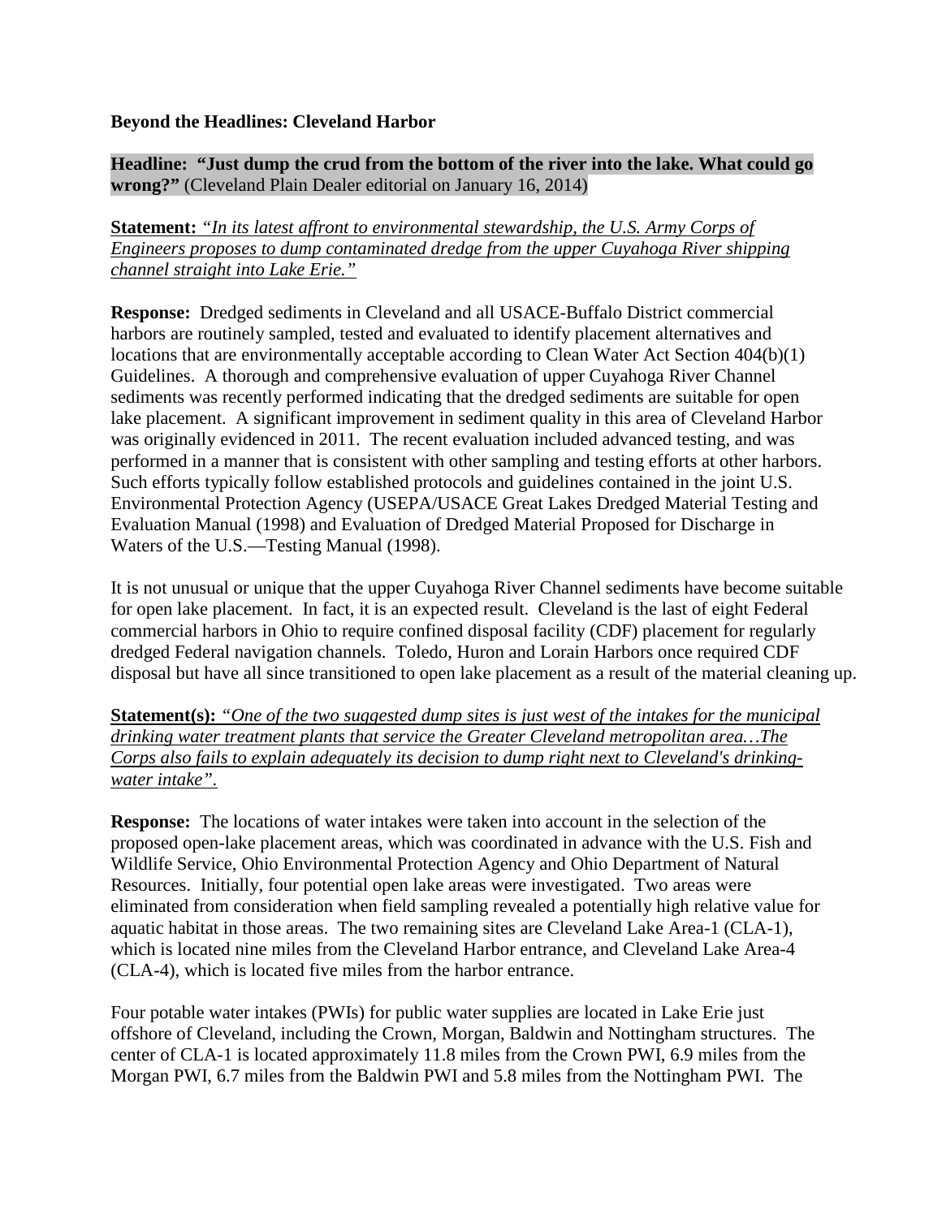**Beyond the Headlines: Cleveland Harbor**

**Headline: "Just dump the crud from the bottom of the river into the lake. What could go wrong?"** (Cleveland Plain Dealer editorial on January 16, 2014)

**Statement:** *"In its latest affront to environmental stewardship, the U.S. Army Corps of Engineers proposes to dump contaminated dredge from the upper Cuyahoga River shipping channel straight into Lake Erie."*

**Response:** Dredged sediments in Cleveland and all USACE-Buffalo District commercial harbors are routinely sampled, tested and evaluated to identify placement alternatives and locations that are environmentally acceptable according to Clean Water Act Section 404(b)(1) Guidelines. A thorough and comprehensive evaluation of upper Cuyahoga River Channel sediments was recently performed indicating that the dredged sediments are suitable for open lake placement. A significant improvement in sediment quality in this area of Cleveland Harbor was originally evidenced in 2011. The recent evaluation included advanced testing, and was performed in a manner that is consistent with other sampling and testing efforts at other harbors. Such efforts typically follow established protocols and guidelines contained in the joint U.S. Environmental Protection Agency (USEPA/USACE Great Lakes Dredged Material Testing and Evaluation Manual (1998) and Evaluation of Dredged Material Proposed for Discharge in Waters of the U.S.—Testing Manual (1998).

It is not unusual or unique that the upper Cuyahoga River Channel sediments have become suitable for open lake placement. In fact, it is an expected result. Cleveland is the last of eight Federal commercial harbors in Ohio to require confined disposal facility (CDF) placement for regularly dredged Federal navigation channels. Toledo, Huron and Lorain Harbors once required CDF disposal but have all since transitioned to open lake placement as a result of the material cleaning up.

**Statement(s):** *"One of the two suggested dump sites is just west of the intakes for the municipal drinking water treatment plants that service the Greater Cleveland metropolitan area…The Corps also fails to explain adequately its decision to dump right next to Cleveland's drinking-water intake".*

**Response:** The locations of water intakes were taken into account in the selection of the proposed open-lake placement areas, which was coordinated in advance with the U.S. Fish and Wildlife Service, Ohio Environmental Protection Agency and Ohio Department of Natural Resources. Initially, four potential open lake areas were investigated. Two areas were eliminated from consideration when field sampling revealed a potentially high relative value for aquatic habitat in those areas. The two remaining sites are Cleveland Lake Area-1 (CLA-1), which is located nine miles from the Cleveland Harbor entrance, and Cleveland Lake Area-4 (CLA-4), which is located five miles from the harbor entrance.

Four potable water intakes (PWIs) for public water supplies are located in Lake Erie just offshore of Cleveland, including the Crown, Morgan, Baldwin and Nottingham structures. The center of CLA-1 is located approximately 11.8 miles from the Crown PWI, 6.9 miles from the Morgan PWI, 6.7 miles from the Baldwin PWI and 5.8 miles from the Nottingham PWI. The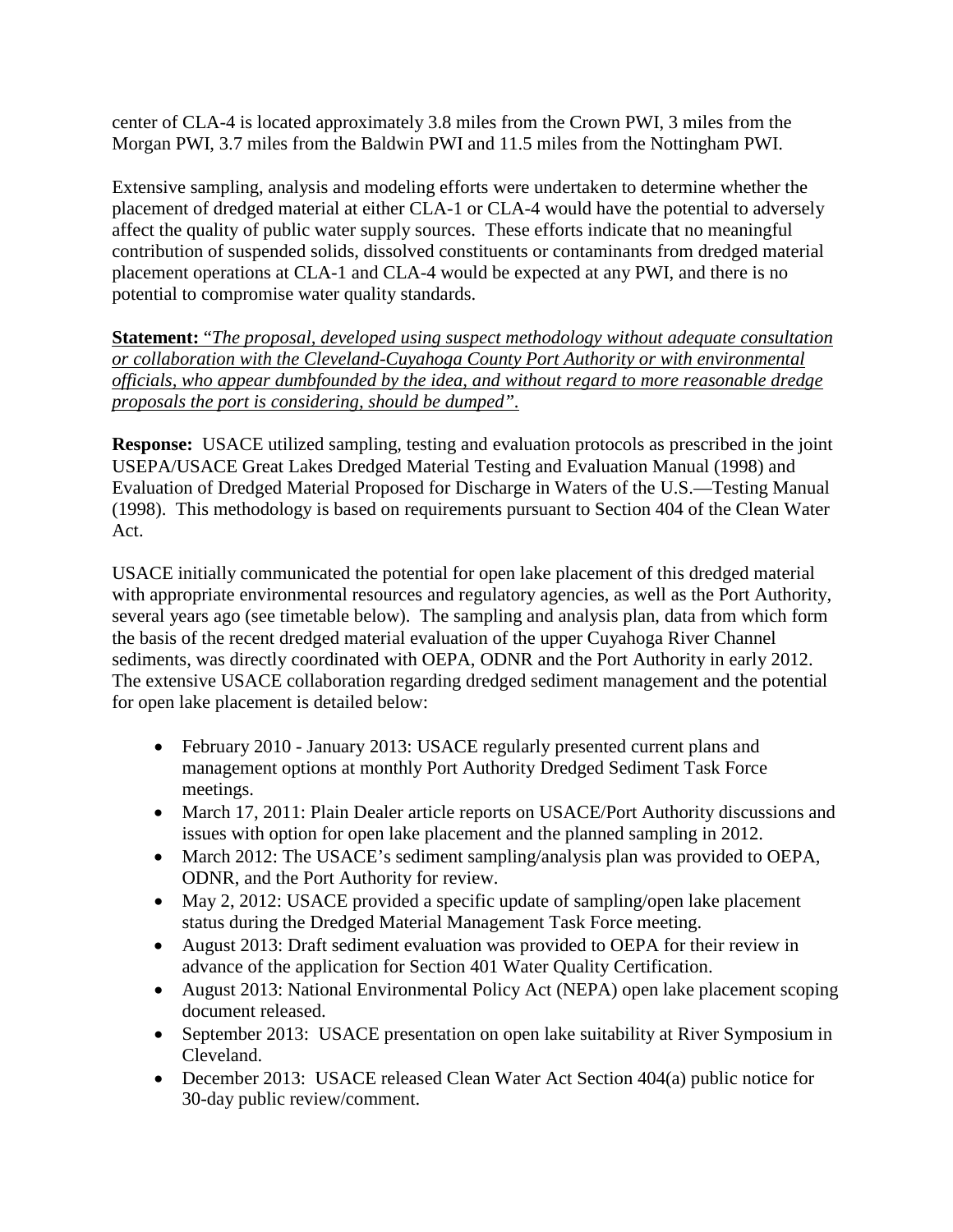center of CLA-4 is located approximately 3.8 miles from the Crown PWI, 3 miles from the Morgan PWI, 3.7 miles from the Baldwin PWI and 11.5 miles from the Nottingham PWI.

Extensive sampling, analysis and modeling efforts were undertaken to determine whether the placement of dredged material at either CLA-1 or CLA-4 would have the potential to adversely affect the quality of public water supply sources. These efforts indicate that no meaningful contribution of suspended solids, dissolved constituents or contaminants from dredged material placement operations at CLA-1 and CLA-4 would be expected at any PWI, and there is no potential to compromise water quality standards.

**Statement:** "*The proposal, developed using suspect methodology without adequate consultation or collaboration with the Cleveland-Cuyahoga County Port Authority or with environmental officials, who appear dumbfounded by the idea, and without regard to more reasonable dredge proposals the port is considering, should be dumped".*

**Response:** USACE utilized sampling, testing and evaluation protocols as prescribed in the joint USEPA/USACE Great Lakes Dredged Material Testing and Evaluation Manual (1998) and Evaluation of Dredged Material Proposed for Discharge in Waters of the U.S.—Testing Manual (1998). This methodology is based on requirements pursuant to Section 404 of the Clean Water Act.

USACE initially communicated the potential for open lake placement of this dredged material with appropriate environmental resources and regulatory agencies, as well as the Port Authority, several years ago (see timetable below). The sampling and analysis plan, data from which form the basis of the recent dredged material evaluation of the upper Cuyahoga River Channel sediments, was directly coordinated with OEPA, ODNR and the Port Authority in early 2012. The extensive USACE collaboration regarding dredged sediment management and the potential for open lake placement is detailed below:

- February 2010 - January 2013: USACE regularly presented current plans and management options at monthly Port Authority Dredged Sediment Task Force meetings.
- March 17, 2011: Plain Dealer article reports on USACE/Port Authority discussions and issues with option for open lake placement and the planned sampling in 2012.
- March 2012: The USACE's sediment sampling/analysis plan was provided to OEPA, ODNR, and the Port Authority for review.
- May 2, 2012: USACE provided a specific update of sampling/open lake placement status during the Dredged Material Management Task Force meeting.
- August 2013: Draft sediment evaluation was provided to OEPA for their review in advance of the application for Section 401 Water Quality Certification.
- August 2013: National Environmental Policy Act (NEPA) open lake placement scoping document released.
- September 2013: USACE presentation on open lake suitability at River Symposium in Cleveland.
- December 2013: USACE released Clean Water Act Section 404(a) public notice for 30-day public review/comment.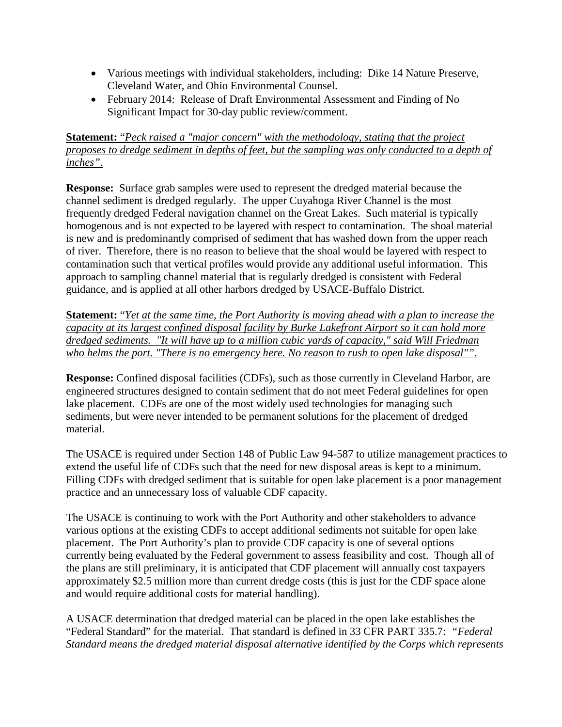- Various meetings with individual stakeholders, including: Dike 14 Nature Preserve, Cleveland Water, and Ohio Environmental Counsel.
- February 2014: Release of Draft Environmental Assessment and Finding of No Significant Impact for 30-day public review/comment.

**Statement:** "*Peck raised a "major concern" with the methodology, stating that the project proposes to dredge sediment in depths of feet, but the sampling was only conducted to a depth of inches"*.

**Response:** Surface grab samples were used to represent the dredged material because the channel sediment is dredged regularly. The upper Cuyahoga River Channel is the most frequently dredged Federal navigation channel on the Great Lakes. Such material is typically homogenous and is not expected to be layered with respect to contamination. The shoal material is new and is predominantly comprised of sediment that has washed down from the upper reach of river. Therefore, there is no reason to believe that the shoal would be layered with respect to contamination such that vertical profiles would provide any additional useful information. This approach to sampling channel material that is regularly dredged is consistent with Federal guidance, and is applied at all other harbors dredged by USACE-Buffalo District.

**Statement:** "*Yet at the same time, the Port Authority is moving ahead with a plan to increase the capacity at its largest confined disposal facility by Burke Lakefront Airport so it can hold more dredged sediments. "It will have up to a million cubic yards of capacity," said Will Friedman who helms the port. "There is no emergency here. No reason to rush to open lake disposal""*.

**Response:** Confined disposal facilities (CDFs), such as those currently in Cleveland Harbor, are engineered structures designed to contain sediment that do not meet Federal guidelines for open lake placement. CDFs are one of the most widely used technologies for managing such sediments, but were never intended to be permanent solutions for the placement of dredged material.

The USACE is required under Section 148 of Public Law 94-587 to utilize management practices to extend the useful life of CDFs such that the need for new disposal areas is kept to a minimum. Filling CDFs with dredged sediment that is suitable for open lake placement is a poor management practice and an unnecessary loss of valuable CDF capacity.

The USACE is continuing to work with the Port Authority and other stakeholders to advance various options at the existing CDFs to accept additional sediments not suitable for open lake placement. The Port Authority's plan to provide CDF capacity is one of several options currently being evaluated by the Federal government to assess feasibility and cost. Though all of the plans are still preliminary, it is anticipated that CDF placement will annually cost taxpayers approximately $2.5 million more than current dredge costs (this is just for the CDF space alone and would require additional costs for material handling).

A USACE determination that dredged material can be placed in the open lake establishes the "Federal Standard" for the material. That standard is defined in 33 CFR PART 335.7: *"Federal Standard means the dredged material disposal alternative identified by the Corps which represents*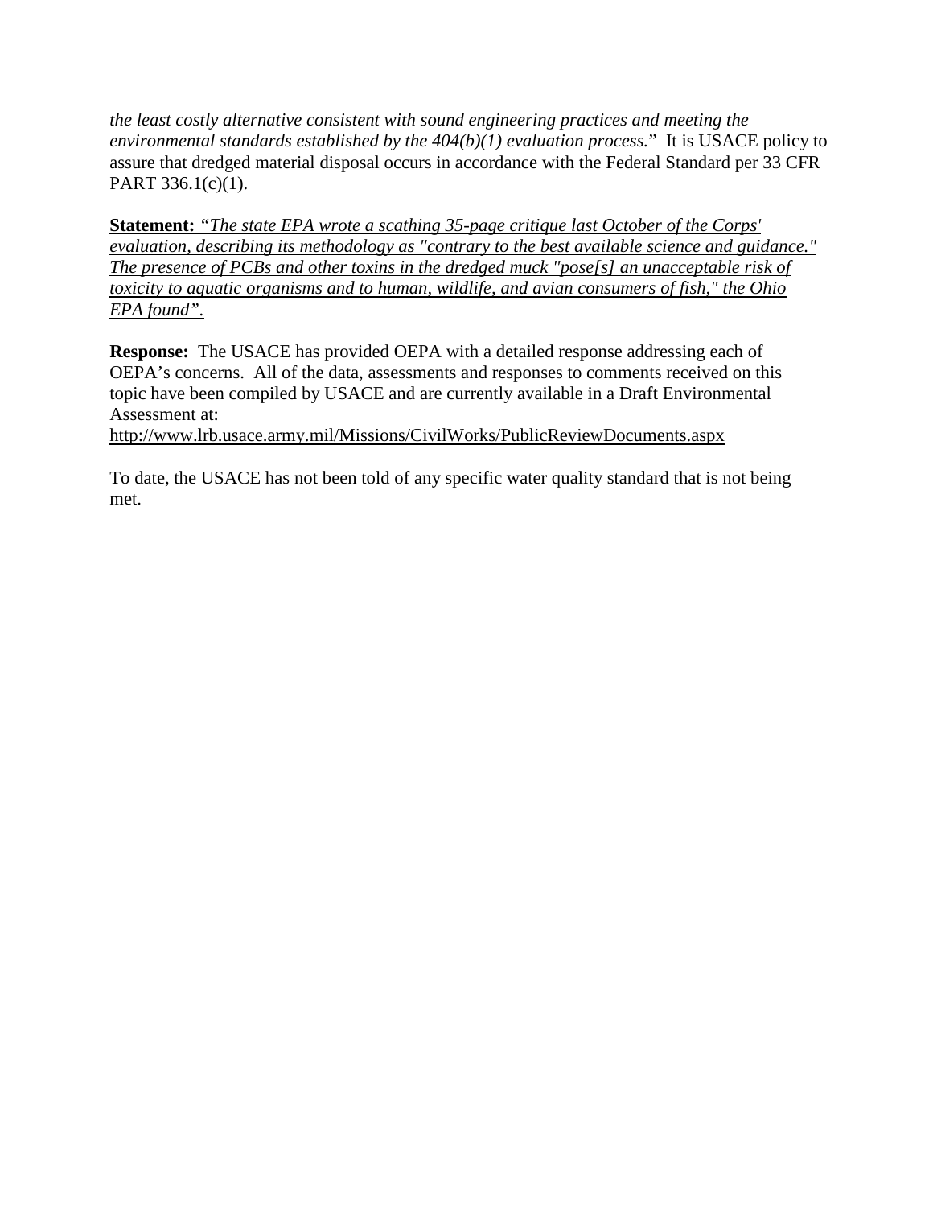*the least costly alternative consistent with sound engineering practices and meeting the environmental standards established by the 404(b)(1) evaluation process.*" It is USACE policy to assure that dredged material disposal occurs in accordance with the Federal Standard per 33 CFR PART 336.1(c)(1).

**Statement:** *"The state EPA wrote a scathing 35-page critique last October of the Corps' evaluation, describing its methodology as "contrary to the best available science and guidance." The presence of PCBs and other toxins in the dredged muck "pose[s] an unacceptable risk of toxicity to aquatic organisms and to human, wildlife, and avian consumers of fish," the Ohio EPA found".*

**Response:** The USACE has provided OEPA with a detailed response addressing each of OEPA's concerns. All of the data, assessments and responses to comments received on this topic have been compiled by USACE and are currently available in a Draft Environmental Assessment at:
http://www.lrb.usace.army.mil/Missions/CivilWorks/PublicReviewDocuments.aspx

To date, the USACE has not been told of any specific water quality standard that is not being met.